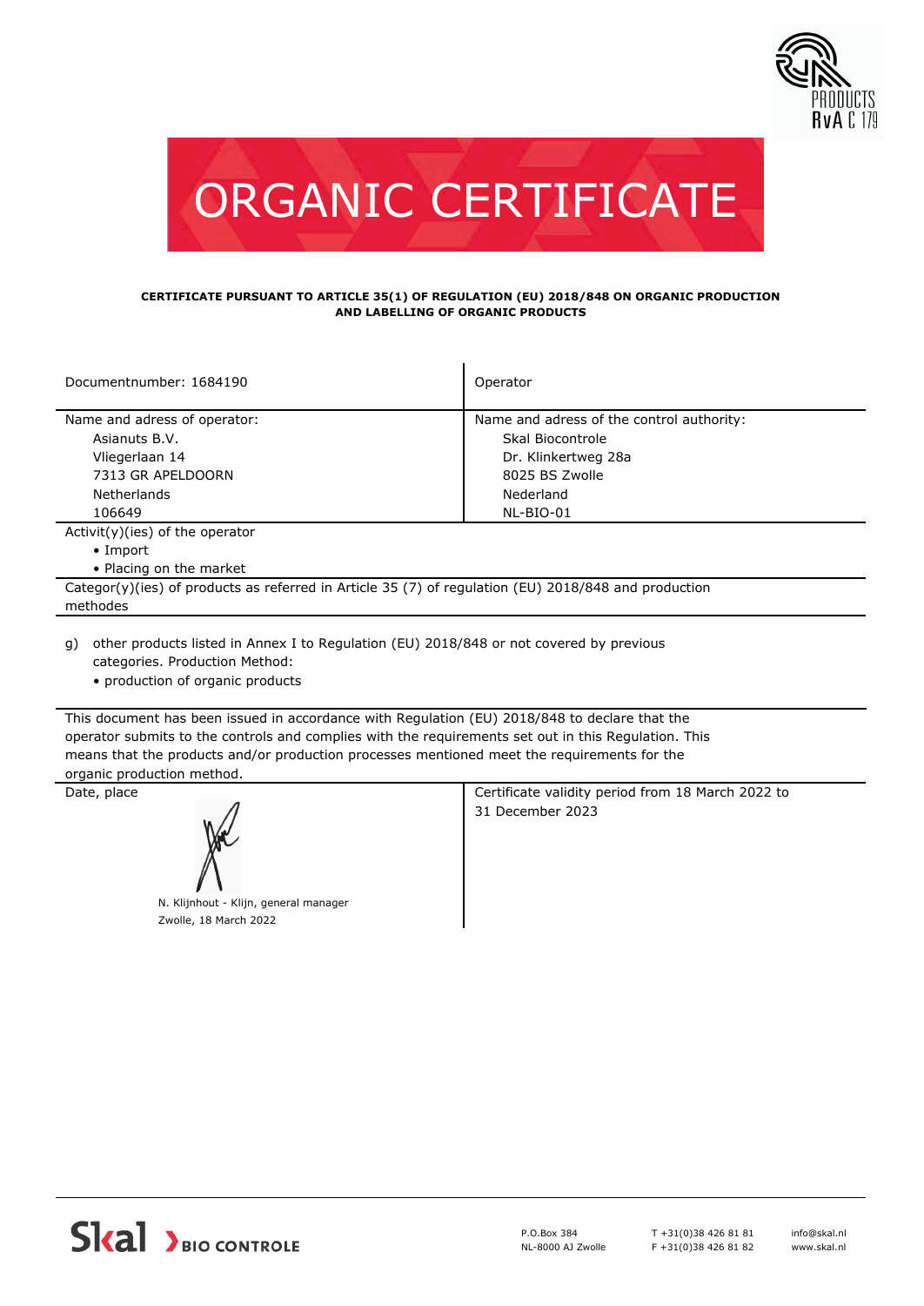# ORGANIC CERTIFICATE

**CERTIFICATE PURSUANT TO ARTICLE 35(1) OF REGULATION (EU) 2018/848 ON ORGANIC PRODUCTION AND LABELLING OF ORGANIC PRODUCTS**

| Documentnumber: 1684190 | Operator |
|---|---|
| Name and adress of operator:<br>Asianuts B.V.<br>Vliegerlaan 14<br>7313 GR APELDOORN<br>Netherlands<br>106649 | Name and adress of the control authority:<br>Skal Biocontrole<br>Dr. Klinkertweg 28a<br>8025 BS Zwolle<br>Nederland<br>NL-BIO-01 |

Activit(y)(ies) of the operator

- Import
- Placing on the market

Categor(y)(ies) of products as referred in Article 35 (7) of regulation (EU) 2018/848 and production methodes

g) other products listed in Annex I to Regulation (EU) 2018/848 or not covered by previous categories. Production Method:
- production of organic products

This document has been issued in accordance with Regulation (EU) 2018/848 to declare that the operator submits to the controls and complies with the requirements set out in this Regulation. This means that the products and/or production processes mentioned meet the requirements for the organic production method.

| Date, place | Certificate validity period from 18 March 2022 to 31 December 2023 |
|---|---|
| N. Klijnhout - Klijn, general manager<br>Zwolle, 18 March 2022 | |

Skal BIO CONTROLE

P.O.Box 384
NL-8000 AJ Zwolle

T +31(0)38 426 81 81
F +31(0)38 426 81 82

info@skal.nl
www.skal.nl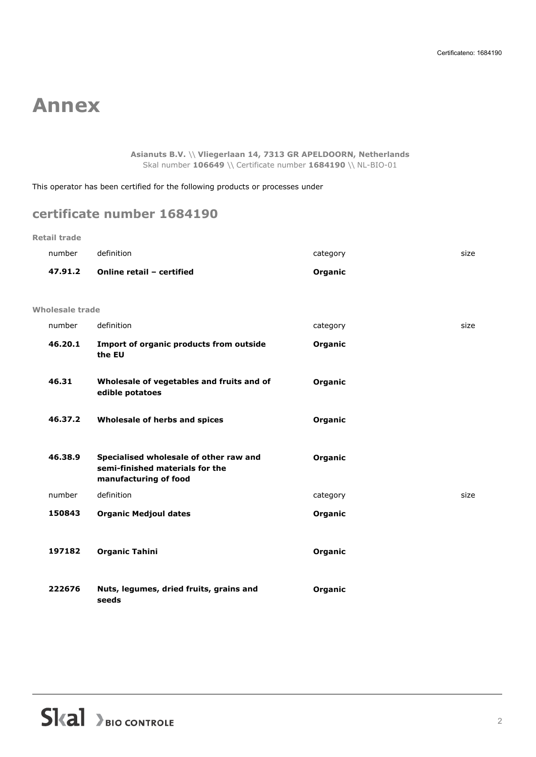# Annex

**Asianuts B.V.** \\ **Vliegerlaan 14, 7313 GR APELDOORN, Netherlands**
Skal number **106649** \\ Certificate number **1684190** \\ NL-BIO-01

This operator has been certified for the following products or processes under

## certificate number 1684190

**Retail trade**

| number | definition | category | size |
|---|---|---|---|
| **47.91.2** | **Online retail – certified** | **Organic** | |

**Wholesale trade**

| number | definition | category | size |
|---|---|---|---|
| **46.20.1** | **Import of organic products from outside the EU** | **Organic** | |
| **46.31** | **Wholesale of vegetables and fruits and of edible potatoes** | **Organic** | |
| **46.37.2** | **Wholesale of herbs and spices** | **Organic** | |
| **46.38.9** | **Specialised wholesale of other raw and semi-finished materials for the manufacturing of food** | **Organic** | |

| number | definition | category | size |
|---|---|---|---|
| **150843** | **Organic Medjoul dates** | **Organic** | |
| **197182** | **Organic Tahini** | **Organic** | |
| **222676** | **Nuts, legumes, dried fruits, grains and seeds** | **Organic** | |

Skal BIO CONTROLE